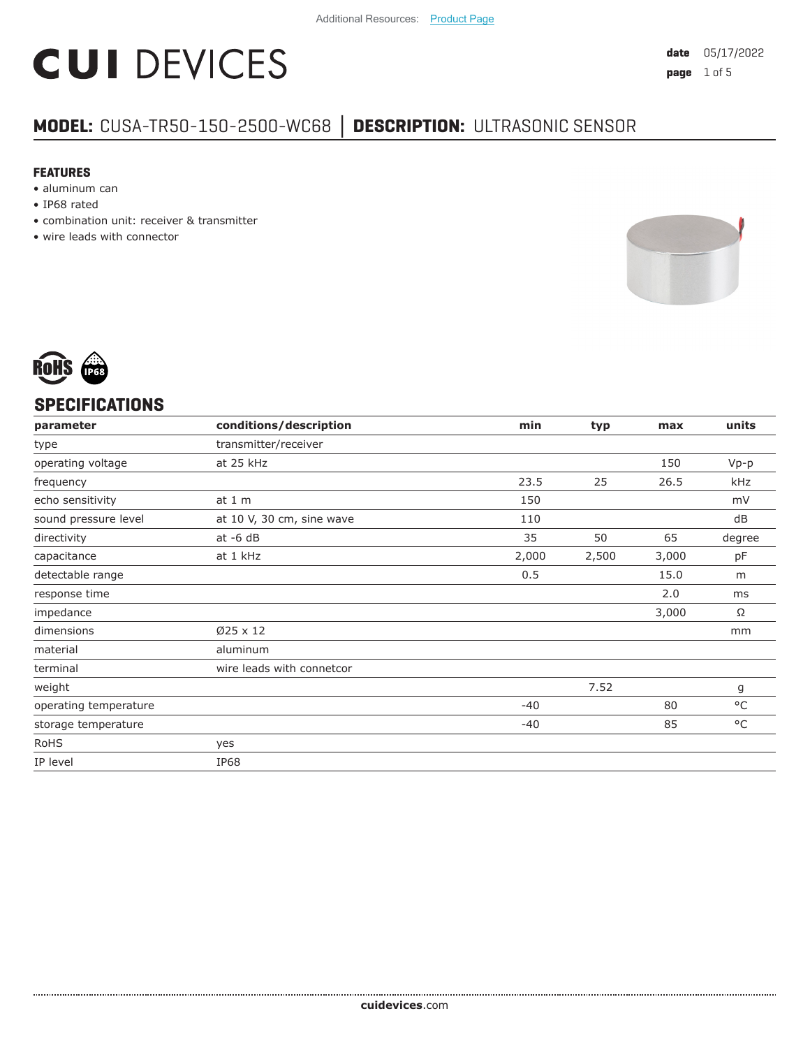Additional Resources: Product Page

# CUI DEVICES

**date** 05/17/2022

## MODEL: CUSA-TR50-150-2500-WC68 | DESCRIPTION: ULTRASONIC SENSOR

### FEATURES

- aluminum can
- IP68 rated
- combination unit: receiver & transmitter
- wire leads with connector

## SPECIFICATIONS

| parameter | conditions/description | min | typ | max | units |
|---|---|---|---|---|---|
| type | transmitter/receiver | | | | |
| operating voltage | at 25 kHz | | | 150 | Vp-p |
| frequency | | 23.5 | 25 | 26.5 | kHz |
| echo sensitivity | at 1 m | 150 | | | mV |
| sound pressure level | at 10 V, 30 cm, sine wave | 110 | | | dB |
| directivity | at -6 dB | 35 | 50 | 65 | degree |
| capacitance | at 1 kHz | 2,000 | 2,500 | 3,000 | pF |
| detectable range | | 0.5 | | 15.0 | m |
| response time | | | | 2.0 | ms |
| impedance | | | | 3,000 | Ω |
| dimensions | Ø25 x 12 | | | | mm |
| material | aluminum | | | | |
| terminal | wire leads with connetcor | | | | |
| weight | | | 7.52 | | g |
| operating temperature | | -40 | | 80 | °C |
| storage temperature | | -40 | | 85 | °C |
| RoHS | yes | | | | |
| IP level | IP68 | | | | |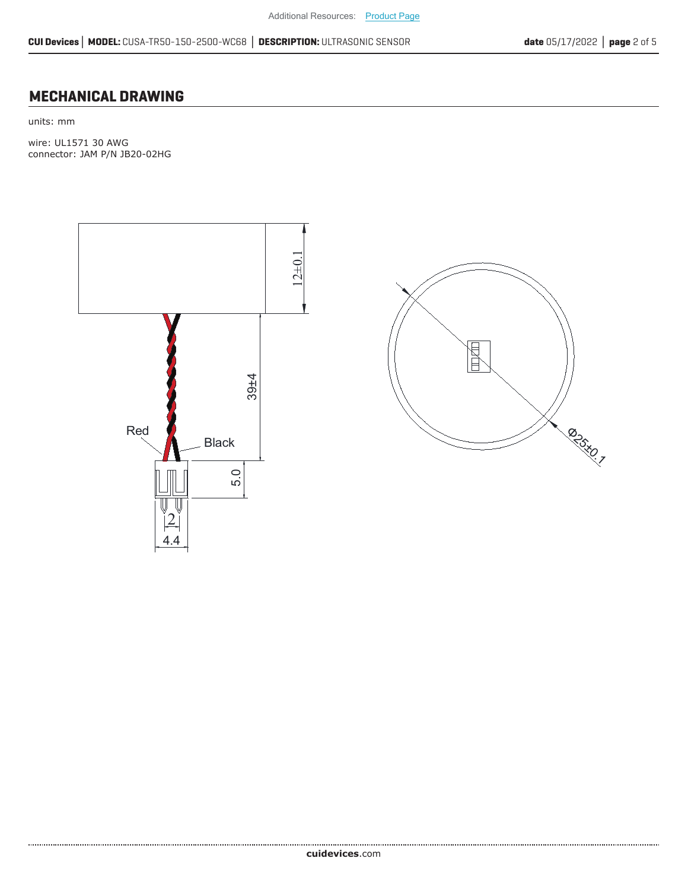## MECHANICAL DRAWING

units: mm

wire: UL1571 30 AWG
connector: JAM P/N JB20-02HG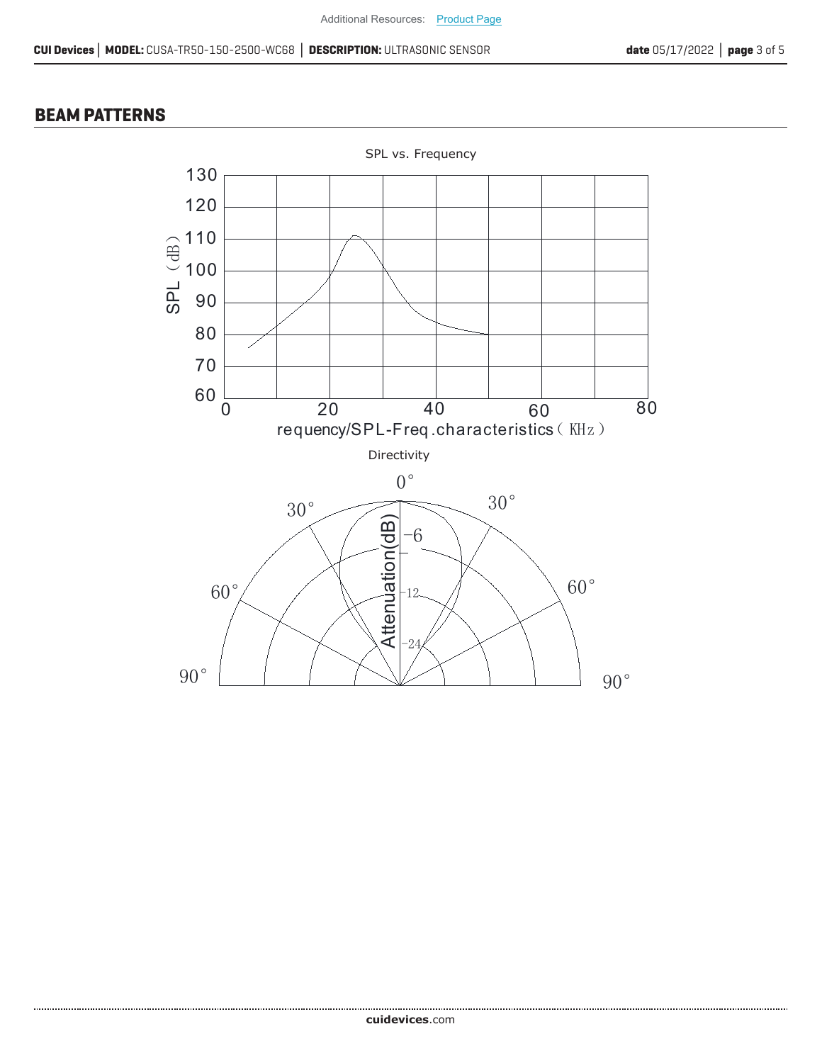## BEAM PATTERNS

SPL vs. Frequency

SPL（dB）

130
120
110
100
90
80
70
60

0 20 40 60 80

requency/SPL-Freq.characteristics（KHz）

Directivity

0°
30° 30°
60° 60°
90° 90°

Attenuation(dB)

-6
-12
-24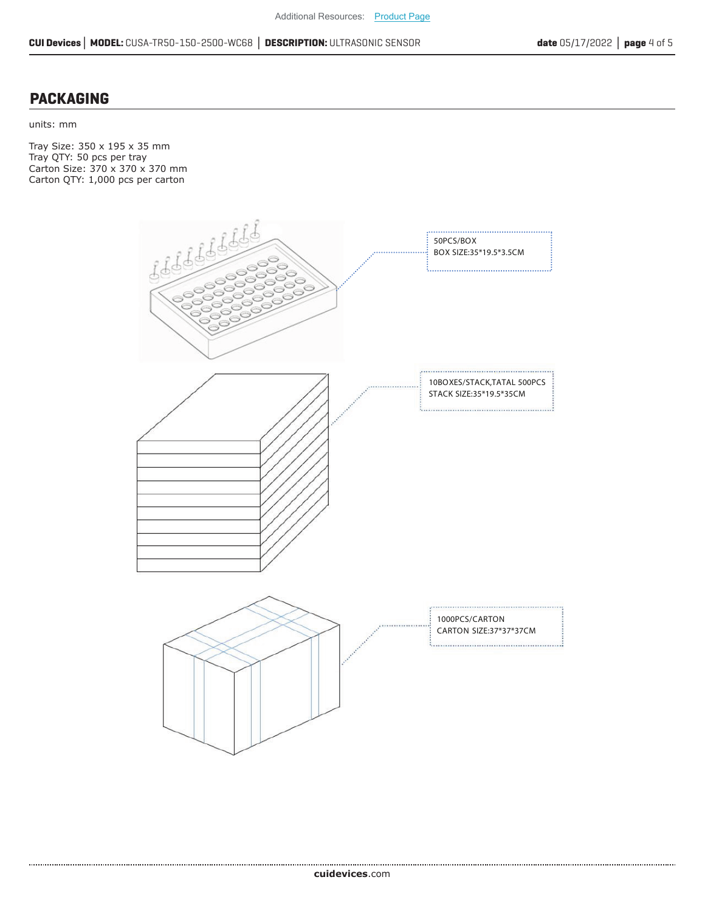## PACKAGING

units: mm

Tray Size: 350 x 195 x 35 mm
Tray QTY: 50 pcs per tray
Carton Size: 370 x 370 x 370 mm
Carton QTY: 1,000 pcs per carton

50PCS/BOX
BOX SIZE:35*19.5*3.5CM

10BOXES/STACK,TATAL 500PCS
STACK SIZE:35*19.5*35CM

1000PCS/CARTON
CARTON SIZE:37*37*37CM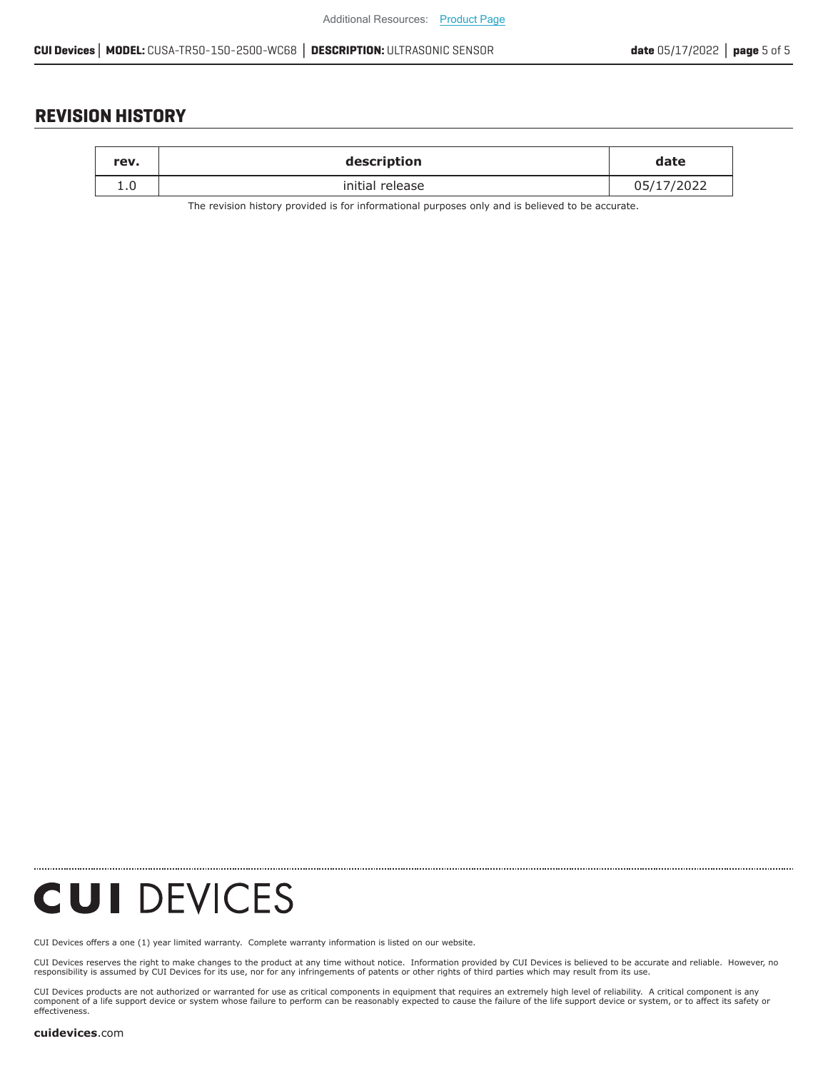## REVISION HISTORY

| rev. | description | date |
| --- | --- | --- |
| 1.0 | initial release | 05/17/2022 |

The revision history provided is for informational purposes only and is believed to be accurate.

CUI DEVICES

CUI Devices offers a one (1) year limited warranty. Complete warranty information is listed on our website.

CUI Devices reserves the right to make changes to the product at any time without notice. Information provided by CUI Devices is believed to be accurate and reliable. However, no responsibility is assumed by CUI Devices for its use, nor for any infringements of patents or other rights of third parties which may result from its use.

CUI Devices products are not authorized or warranted for use as critical components in equipment that requires an extremely high level of reliability. A critical component is any component of a life support device or system whose failure to perform can be reasonably expected to cause the failure of the life support device or system, or to affect its safety or effectiveness.

**cuidevices**.com